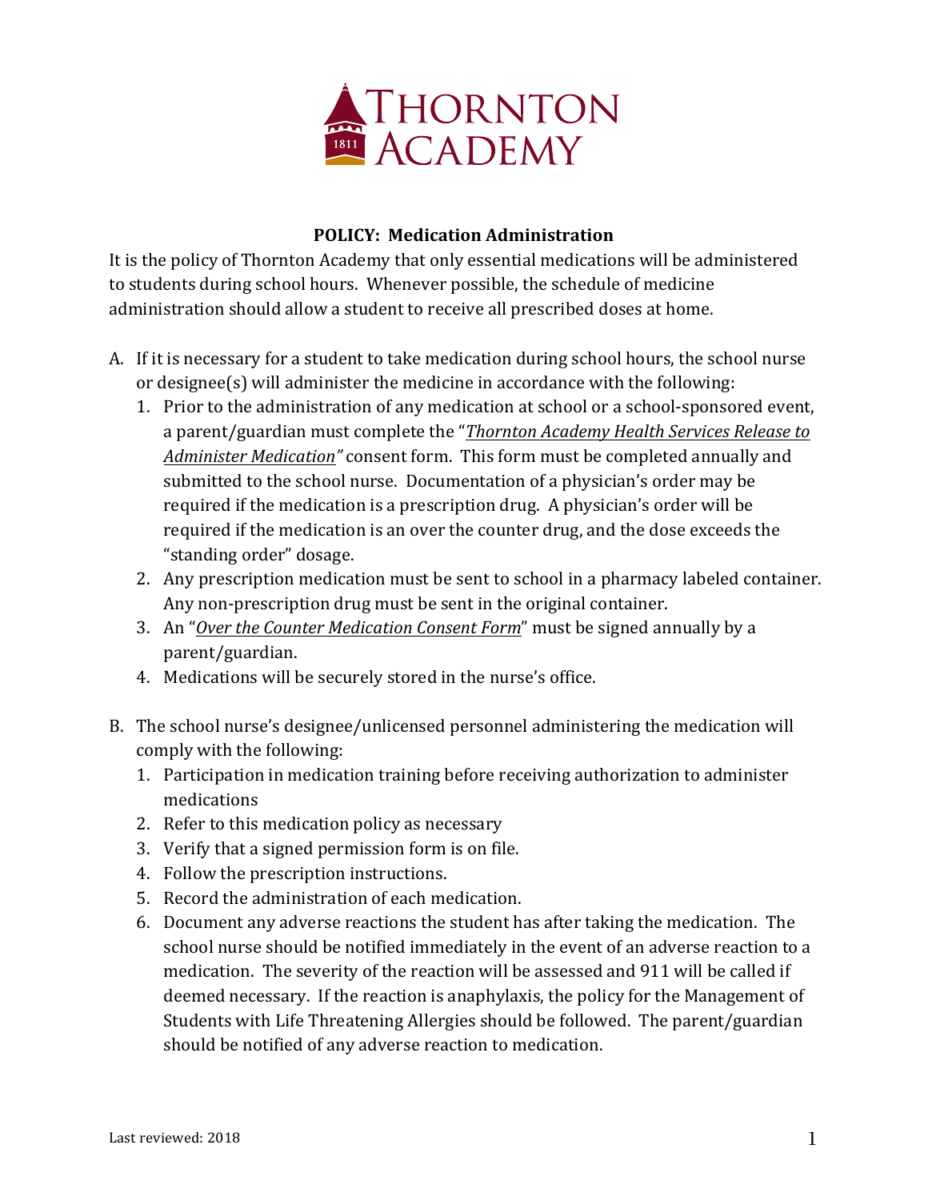# THORNTON ACADEMY

**POLICY: Medication Administration**

It is the policy of Thornton Academy that only essential medications will be administered to students during school hours. Whenever possible, the schedule of medicine administration should allow a student to receive all prescribed doses at home.

A. If it is necessary for a student to take medication during school hours, the school nurse or designee(s) will administer the medicine in accordance with the following:
   1. Prior to the administration of any medication at school or a school-sponsored event, a parent/guardian must complete the "*Thornton Academy Health Services Release to Administer Medication*" consent form. This form must be completed annually and submitted to the school nurse. Documentation of a physician's order may be required if the medication is a prescription drug. A physician's order will be required if the medication is an over the counter drug, and the dose exceeds the "standing order" dosage.
   2. Any prescription medication must be sent to school in a pharmacy labeled container. Any non-prescription drug must be sent in the original container.
   3. An "*Over the Counter Medication Consent Form*" must be signed annually by a parent/guardian.
   4. Medications will be securely stored in the nurse's office.

B. The school nurse's designee/unlicensed personnel administering the medication will comply with the following:
   1. Participation in medication training before receiving authorization to administer medications
   2. Refer to this medication policy as necessary
   3. Verify that a signed permission form is on file.
   4. Follow the prescription instructions.
   5. Record the administration of each medication.
   6. Document any adverse reactions the student has after taking the medication. The school nurse should be notified immediately in the event of an adverse reaction to a medication. The severity of the reaction will be assessed and 911 will be called if deemed necessary. If the reaction is anaphylaxis, the policy for the Management of Students with Life Threatening Allergies should be followed. The parent/guardian should be notified of any adverse reaction to medication.

Last reviewed: 2018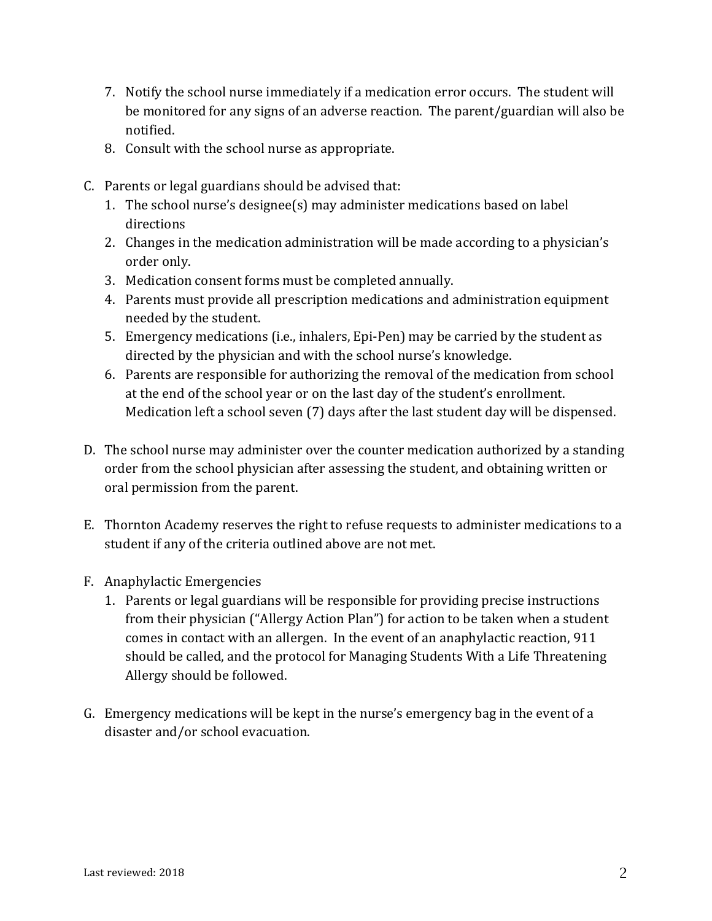7. Notify the school nurse immediately if a medication error occurs. The student will be monitored for any signs of an adverse reaction. The parent/guardian will also be notified.
8. Consult with the school nurse as appropriate.

C. Parents or legal guardians should be advised that:
   1. The school nurse's designee(s) may administer medications based on label directions
   2. Changes in the medication administration will be made according to a physician's order only.
   3. Medication consent forms must be completed annually.
   4. Parents must provide all prescription medications and administration equipment needed by the student.
   5. Emergency medications (i.e., inhalers, Epi-Pen) may be carried by the student as directed by the physician and with the school nurse's knowledge.
   6. Parents are responsible for authorizing the removal of the medication from school at the end of the school year or on the last day of the student's enrollment. Medication left a school seven (7) days after the last student day will be dispensed.

D. The school nurse may administer over the counter medication authorized by a standing order from the school physician after assessing the student, and obtaining written or oral permission from the parent.

E. Thornton Academy reserves the right to refuse requests to administer medications to a student if any of the criteria outlined above are not met.

F. Anaphylactic Emergencies
   1. Parents or legal guardians will be responsible for providing precise instructions from their physician ("Allergy Action Plan") for action to be taken when a student comes in contact with an allergen. In the event of an anaphylactic reaction, 911 should be called, and the protocol for Managing Students With a Life Threatening Allergy should be followed.

G. Emergency medications will be kept in the nurse's emergency bag in the event of a disaster and/or school evacuation.

Last reviewed: 2018